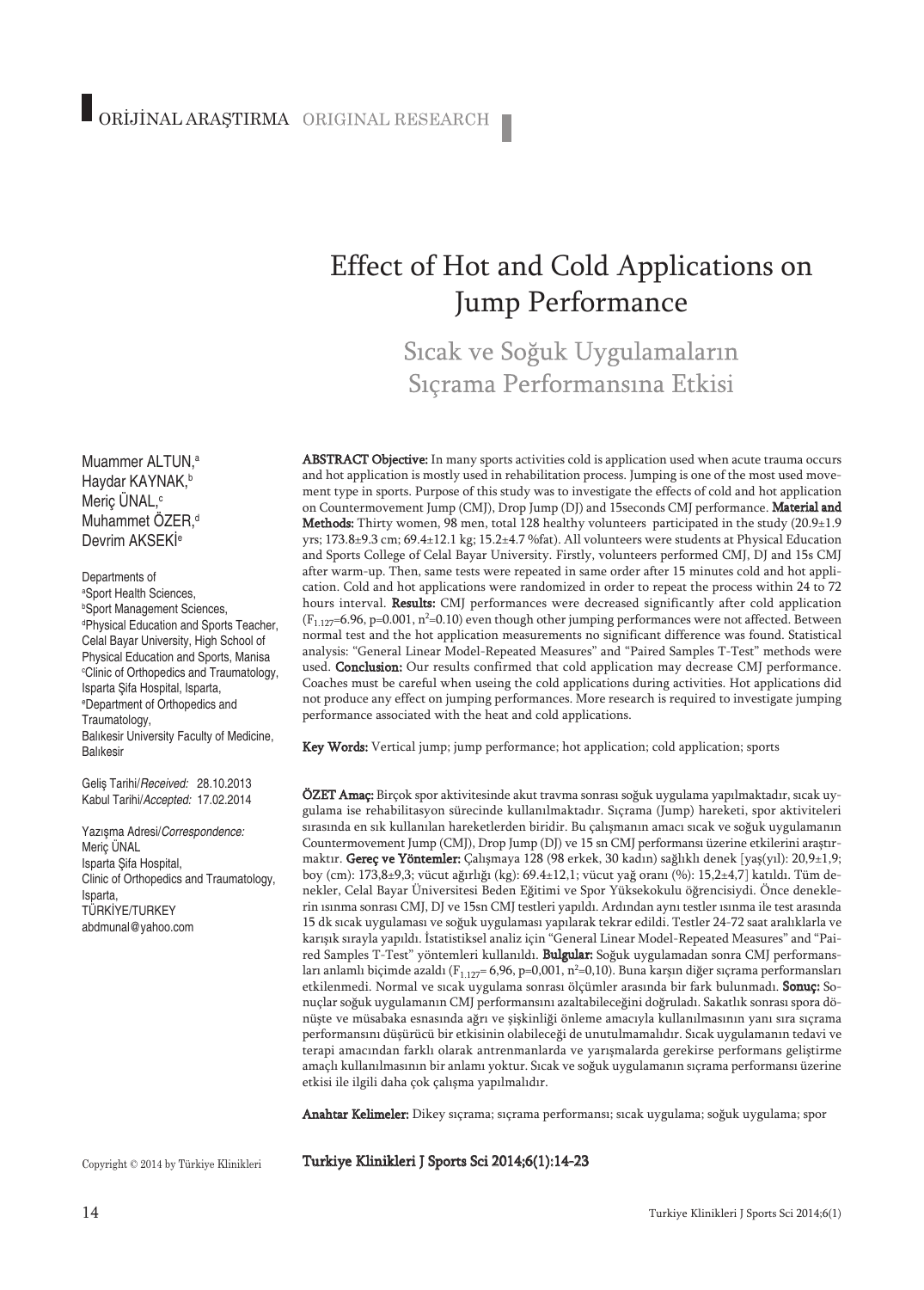ORİJİNAL ARAŞTIRMA ORIGINAL RESEARCH

# Effect of Hot and Cold Applications on Jump Performance

## Sıcak ve Soğuk Uygulamaların Sıçrama Performansına Etkisi

Muammer ALTUN,[a]
Haydar KAYNAK,[b]
Meriç ÜNAL,[c]
Muhammet ÖZER,[d]
Devrim AKSEKİ[e]

Departments of
[a]Sport Health Sciences,
[b]Sport Management Sciences,
[d]Physical Education and Sports Teacher, Celal Bayar University, High School of Physical Education and Sports, Manisa
[c]Clinic of Orthopedics and Traumatology, Isparta Şifa Hospital, Isparta,
[e]Department of Orthopedics and Traumatology, Balıkesir University Faculty of Medicine, Balıkesir

Geliş Tarihi/*Received:* 28.10.2013
Kabul Tarihi/*Accepted:* 17.02.2014

Yazışma Adresi/*Correspondence:*
Meriç ÜNAL
Isparta Şifa Hospital,
Clinic of Orthopedics and Traumatology,
Isparta,
TÜRKİYE/TURKEY
abdmunal@yahoo.com

**ABSTRACT Objective:** In many sports activities cold is application used when acute trauma occurs and hot application is mostly used in rehabilitation process. Jumping is one of the most used movement type in sports. Purpose of this study was to investigate the effects of cold and hot application on Countermovement Jump (CMJ), Drop Jump (DJ) and 15seconds CMJ performance. **Material and Methods:** Thirty women, 98 men, total 128 healthy volunteers participated in the study (20.9±1.9 yrs; 173.8±9.3 cm; 69.4±12.1 kg; 15.2±4.7 %fat). All volunteers were students at Physical Education and Sports College of Celal Bayar University. Firstly, volunteers performed CMJ, DJ and 15s CMJ after warm-up. Then, same tests were repeated in same order after 15 minutes cold and hot application. Cold and hot applications were randomized in order to repeat the process within 24 to 72 hours interval. **Results:** CMJ performances were decreased significantly after cold application ($F_{1.127}$=6.96, p=0.001, $n^2$=0.10) even though other jumping performances were not affected. Between normal test and the hot application measurements no significant difference was found. Statistical analysis: "General Linear Model-Repeated Measures" and "Paired Samples T-Test" methods were used. **Conclusion:** Our results confirmed that cold application may decrease CMJ performance. Coaches must be careful when useing the cold applications during activities. Hot applications did not produce any effect on jumping performances. More research is required to investigate jumping performance associated with the heat and cold applications.

**Key Words:** Vertical jump; jump performance; hot application; cold application; sports

**ÖZET Amaç:** Birçok spor aktivitesinde akut travma sonrası soğuk uygulama yapılmaktadır, sıcak uygulama ise rehabilitasyon sürecinde kullanılmaktadır. Sıçrama (Jump) hareketi, spor aktiviteleri sırasında en sık kullanılan hareketlerden biridir. Bu çalışmanın amacı sıcak ve soğuk uygulamanın Countermovement Jump (CMJ), Drop Jump (DJ) ve 15 sn CMJ performansı üzerine etkilerini araştırmaktır. **Gereç ve Yöntemler:** Çalışmaya 128 (98 erkek, 30 kadın) sağlıklı denek [yaş(yıl): 20,9±1,9; boy (cm): 173,8±9,3; vücut ağırlığı (kg): 69.4±12,1; vücut yağ oranı (%): 15,2±4,7] katıldı. Tüm denekler, Celal Bayar Üniversitesi Beden Eğitimi ve Spor Yüksekokulu öğrencisiydi. Önce deneklerin ısınma sonrası CMJ, DJ ve 15sn CMJ testleri yapıldı. Ardından aynı testler ısınma ile test arasında 15 dk sıcak ve soğuk uygulaması yapılarak tekrar edildi. Testler 24-72 saat aralıklarla ve karışık sırayla yapıldı. İstatistiksel analiz için "General Linear Model-Repeated Measures" and "Paired Samples T-Test" yöntemleri kullanıldı. **Bulgular:** Soğuk uygulamadan sonra CMJ performansları anlamlı biçimde azaldı ($F_{1.127}$= 6,96, p=0,001, $n^2$=0,10). Buna karşın diğer sıçrama performansları etkilenmedi. Normal ve sıcak uygulama sonrası ölçümler arasında bir fark bulunmadı. **Sonuç:** Sonuçlar soğuk uygulamanın CMJ performansını azaltabileceğini doğruladı. Sakatlık sonrası spora dönüşte ve müsabaka esnasında ağrı ve şişkinliği önleme amacıyla kullanılmasının yanı sıra sıçrama performansını düşürücü bir etkisinin olabileceği de unutulmamalıdır. Sıcak uygulamanın tedavi ve terapi amacından farklı olarak antrenmanlarda ve yarışmalarda gerekirse performans geliştirme amaçlı kullanılmasının bir anlamı yoktur. Sıcak ve soğuk uygulamanın sıçrama performansı üzerine etkisi ile ilgili daha çok çalışma yapılmalıdır.

**Anahtar Kelimeler:** Dikey sıçrama; sıçrama performansı; sıcak uygulama; soğuk uygulama; spor

Copyright © 2014 by Türkiye Klinikleri

**Turkiye Klinikleri J Sports Sci 2014;6(1):14-23**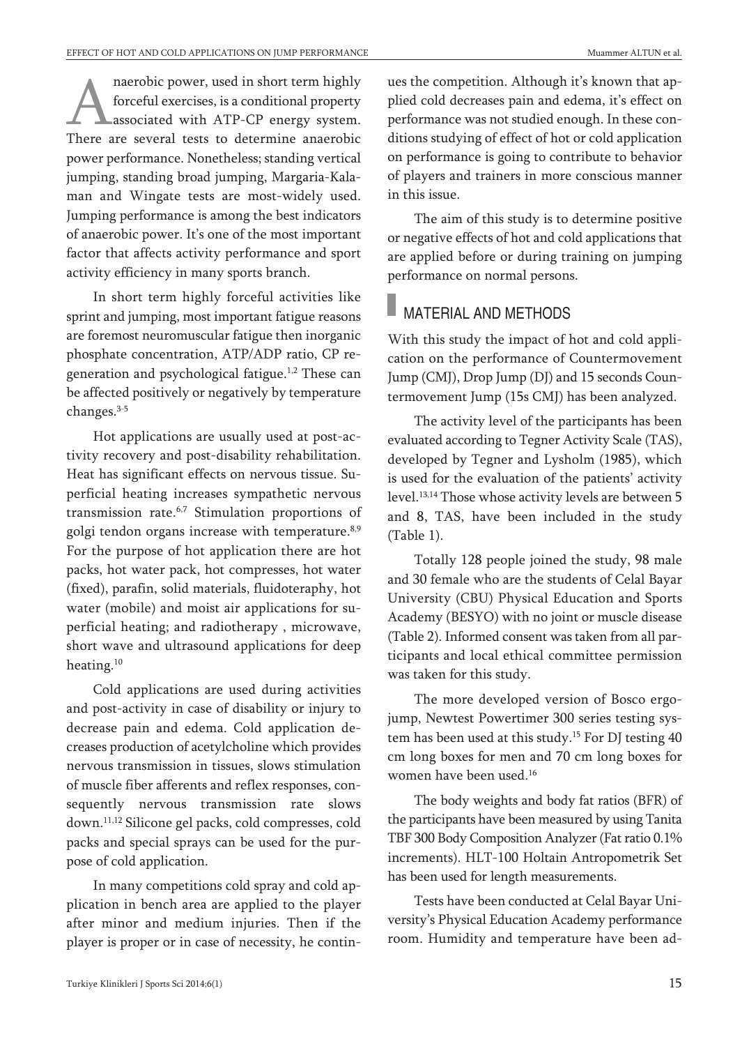Anaerobic power, used in short term highly forceful exercises, is a conditional property associated with ATP-CP energy system. There are several tests to determine anaerobic power performance. Nonetheless; standing vertical jumping, standing broad jumping, Margaria-Kalaman and Wingate tests are most-widely used. Jumping performance is among the best indicators of anaerobic power. It's one of the most important factor that affects activity performance and sport activity efficiency in many sports branch.

In short term highly forceful activities like sprint and jumping, most important fatigue reasons are foremost neuromuscular fatigue then inorganic phosphate concentration, ATP/ADP ratio, CP regeneration and psychological fatigue.[1,2] These can be affected positively or negatively by temperature changes.[3-5]

Hot applications are usually used at post-activity recovery and post-disability rehabilitation. Heat has significant effects on nervous tissue. Superficial heating increases sympathetic nervous transmission rate.[6,7] Stimulation proportions of golgi tendon organs increase with temperature.[8,9] For the purpose of hot application there are hot packs, hot water pack, hot compresses, hot water (fixed), parafin, solid materials, fluidoteraphy, hot water (mobile) and moist air applications for superficial heating; and radiotherapy , microwave, short wave and ultrasound applications for deep heating.[10]

Cold applications are used during activities and post-activity in case of disability or injury to decrease pain and edema. Cold application decreases production of acetylcholine which provides nervous transmission in tissues, slows stimulation of muscle fiber afferents and reflex responses, consequently nervous transmission rate slows down.[11,12] Silicone gel packs, cold compresses, cold packs and special sprays can be used for the purpose of cold application.

In many competitions cold spray and cold application in bench area are applied to the player after minor and medium injuries. Then if the player is proper or in case of necessity, he continues the competition. Although it's known that applied cold decreases pain and edema, it's effect on performance was not studied enough. In these conditions studying of effect of hot or cold application on performance is going to contribute to behavior of players and trainers in more conscious manner in this issue.

The aim of this study is to determine positive or negative effects of hot and cold applications that are applied before or during training on jumping performance on normal persons.

## MATERIAL AND METHODS

With this study the impact of hot and cold application on the performance of Countermovement Jump (CMJ), Drop Jump (DJ) and 15 seconds Countermovement Jump (15s CMJ) has been analyzed.

The activity level of the participants has been evaluated according to Tegner Activity Scale (TAS), developed by Tegner and Lysholm (1985), which is used for the evaluation of the patients' activity level.[13,14] Those whose activity levels are between 5 and 8, TAS, have been included in the study (Table 1).

Totally 128 people joined the study, 98 male and 30 female who are the students of Celal Bayar University (CBU) Physical Education and Sports Academy (BESYO) with no joint or muscle disease (Table 2). Informed consent was taken from all participants and local ethical committee permission was taken for this study.

The more developed version of Bosco ergojump, Newtest Powertimer 300 series testing system has been used at this study.[15] For DJ testing 40 cm long boxes for men and 70 cm long boxes for women have been used.[16]

The body weights and body fat ratios (BFR) of the participants have been measured by using Tanita TBF 300 Body Composition Analyzer (Fat ratio 0.1% increments). HLT-100 Holtain Antropometrik Set has been used for length measurements.

Tests have been conducted at Celal Bayar University's Physical Education Academy performance room. Humidity and temperature have been ad-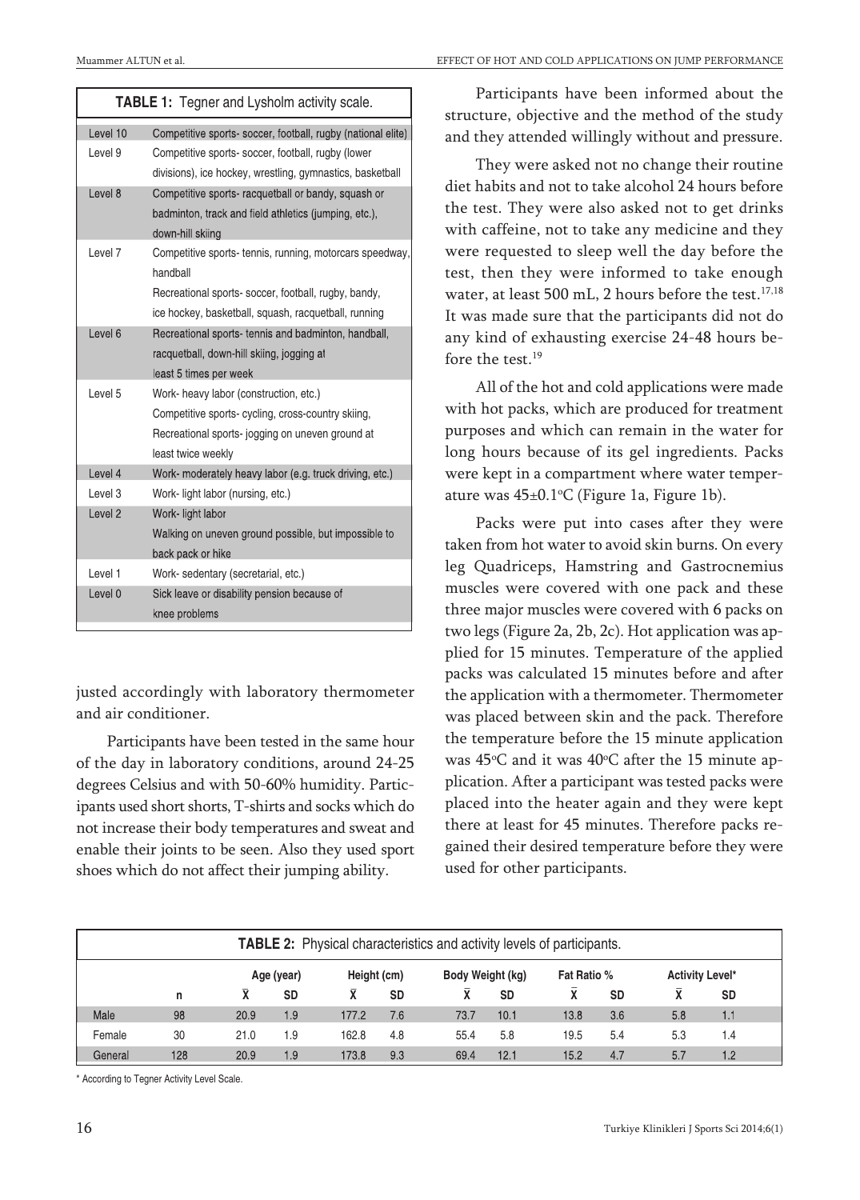**TABLE 1:** Tegner and Lysholm activity scale.

| Level | Description |
|---|---|
| Level 10 | Competitive sports- soccer, football, rugby (national elite) |
| Level 9 | Competitive sports- soccer, football, rugby (lower divisions), ice hockey, wrestling, gymnastics, basketball |
| Level 8 | Competitive sports- racquetball or bandy, squash or badminton, track and field athletics (jumping, etc.), down-hill skiing |
| Level 7 | Competitive sports- tennis, running, motorcars speedway, handball<br>Recreational sports- soccer, football, rugby, bandy, ice hockey, basketball, squash, racquetball, running |
| Level 6 | Recreational sports- tennis and badminton, handball, racquetball, down-hill skiing, jogging at least 5 times per week |
| Level 5 | Work- heavy labor (construction, etc.)<br>Competitive sports- cycling, cross-country skiing,<br>Recreational sports- jogging on uneven ground at least twice weekly |
| Level 4 | Work- moderately heavy labor (e.g. truck driving, etc.) |
| Level 3 | Work- light labor (nursing, etc.) |
| Level 2 | Work- light labor<br>Walking on uneven ground possible, but impossible to back pack or hike |
| Level 1 | Work- sedentary (secretarial, etc.) |
| Level 0 | Sick leave or disability pension because of knee problems |

justed accordingly with laboratory thermometer and air conditioner.

Participants have been tested in the same hour of the day in laboratory conditions, around 24-25 degrees Celsius and with 50-60% humidity. Participants used short shorts, T-shirts and socks which do not increase their body temperatures and sweat and enable their joints to be seen. Also they used sport shoes which do not affect their jumping ability.

Participants have been informed about the structure, objective and the method of the study and they attended willingly without and pressure.

They were asked not no change their routine diet habits and not to take alcohol 24 hours before the test. They were also asked not to get drinks with caffeine, not to take any medicine and they were requested to sleep well the day before the test, then they were informed to take enough water, at least 500 mL, 2 hours before the test.[17,18] It was made sure that the participants did not do any kind of exhausting exercise 24-48 hours before the test.[19]

All of the hot and cold applications were made with hot packs, which are produced for treatment purposes and which can remain in the water for long hours because of its gel ingredients. Packs were kept in a compartment where water temperature was 45±0.1°C (Figure 1a, Figure 1b).

Packs were put into cases after they were taken from hot water to avoid skin burns. On every leg Quadriceps, Hamstring and Gastrocnemius muscles were covered with one pack and these three major muscles were covered with 6 packs on two legs (Figure 2a, 2b, 2c). Hot application was applied for 15 minutes. Temperature of the applied packs was calculated 15 minutes before and after the application with a thermometer. Thermometer was placed between skin and the pack. Therefore the temperature before the 15 minute application was 45°C and it was 40°C after the 15 minute application. After a participant was tested packs were placed into the heater again and they were kept there at least for 45 minutes. Therefore packs regained their desired temperature before they were used for other participants.

**TABLE 2:** Physical characteristics and activity levels of participants.

| | | Age (year) | | Height (cm) | | Body Weight (kg) | | Fat Ratio % | | Activity Level* | |
|---|---|---|---|---|---|---|---|---|---|---|---|
| | n | X̄ | SD | X̄ | SD | X̄ | SD | X̄ | SD | X̄ | SD |
| Male | 98 | 20.9 | 1.9 | 177.2 | 7.6 | 73.7 | 10.1 | 13.8 | 3.6 | 5.8 | 1.1 |
| Female | 30 | 21.0 | 1.9 | 162.8 | 4.8 | 55.4 | 5.8 | 19.5 | 5.4 | 5.3 | 1.4 |
| General | 128 | 20.9 | 1.9 | 173.8 | 9.3 | 69.4 | 12.1 | 15.2 | 4.7 | 5.7 | 1.2 |

\* According to Tegner Activity Level Scale.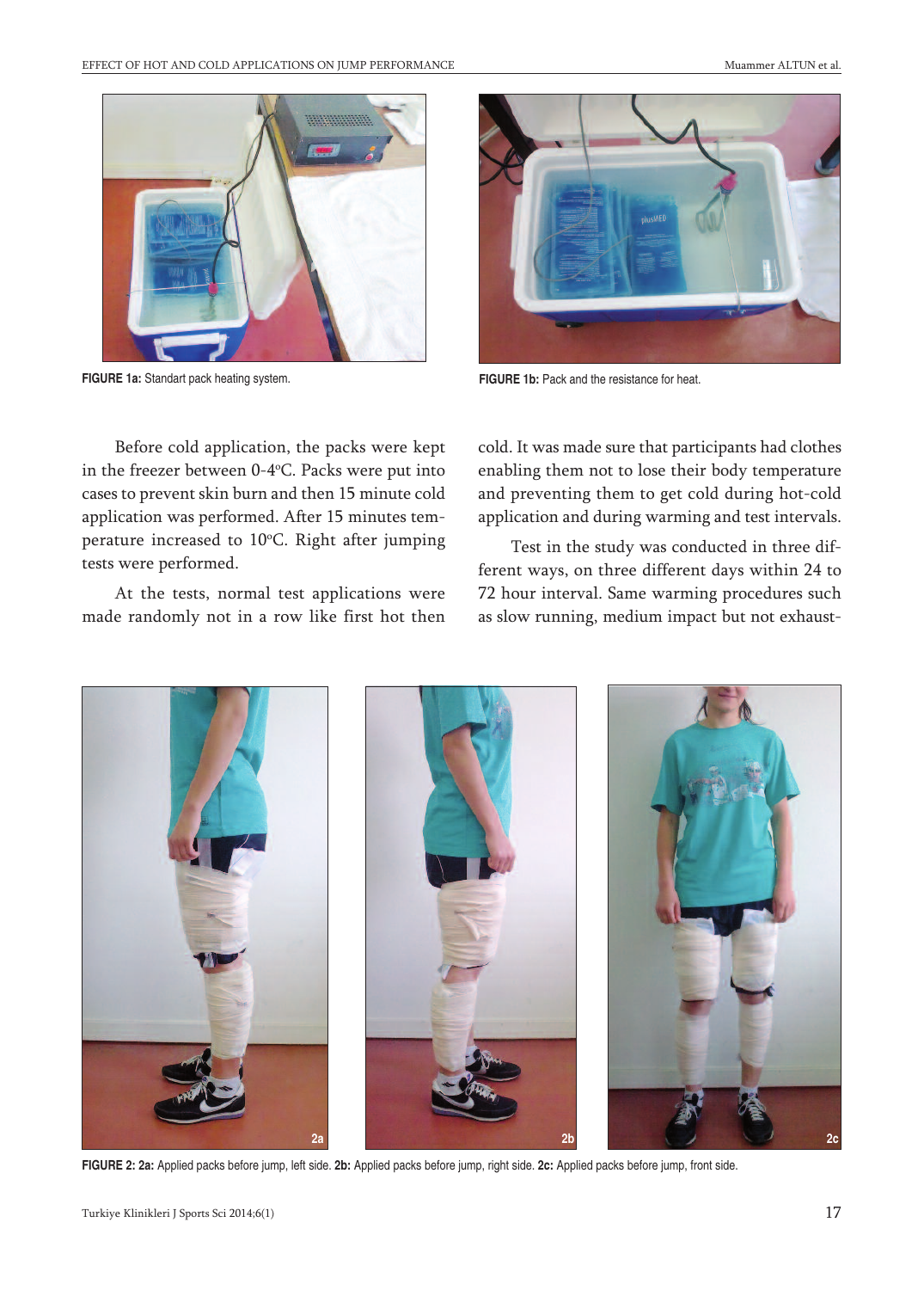FIGURE 1a: Standart pack heating system.

FIGURE 1b: Pack and the resistance for heat.

Before cold application, the packs were kept in the freezer between 0-4ºC. Packs were put into cases to prevent skin burn and then 15 minute cold application was performed. After 15 minutes temperature increased to 10ºC. Right after jumping tests were performed.

At the tests, normal test applications were made randomly not in a row like first hot then cold. It was made sure that participants had clothes enabling them not to lose their body temperature and preventing them to get cold during hot-cold application and during warming and test intervals.

Test in the study was conducted in three different ways, on three different days within 24 to 72 hour interval. Same warming procedures such as slow running, medium impact but not exhaust-

**FIGURE 2: 2a:** Applied packs before jump, left side. **2b:** Applied packs before jump, right side. **2c:** Applied packs before jump, front side.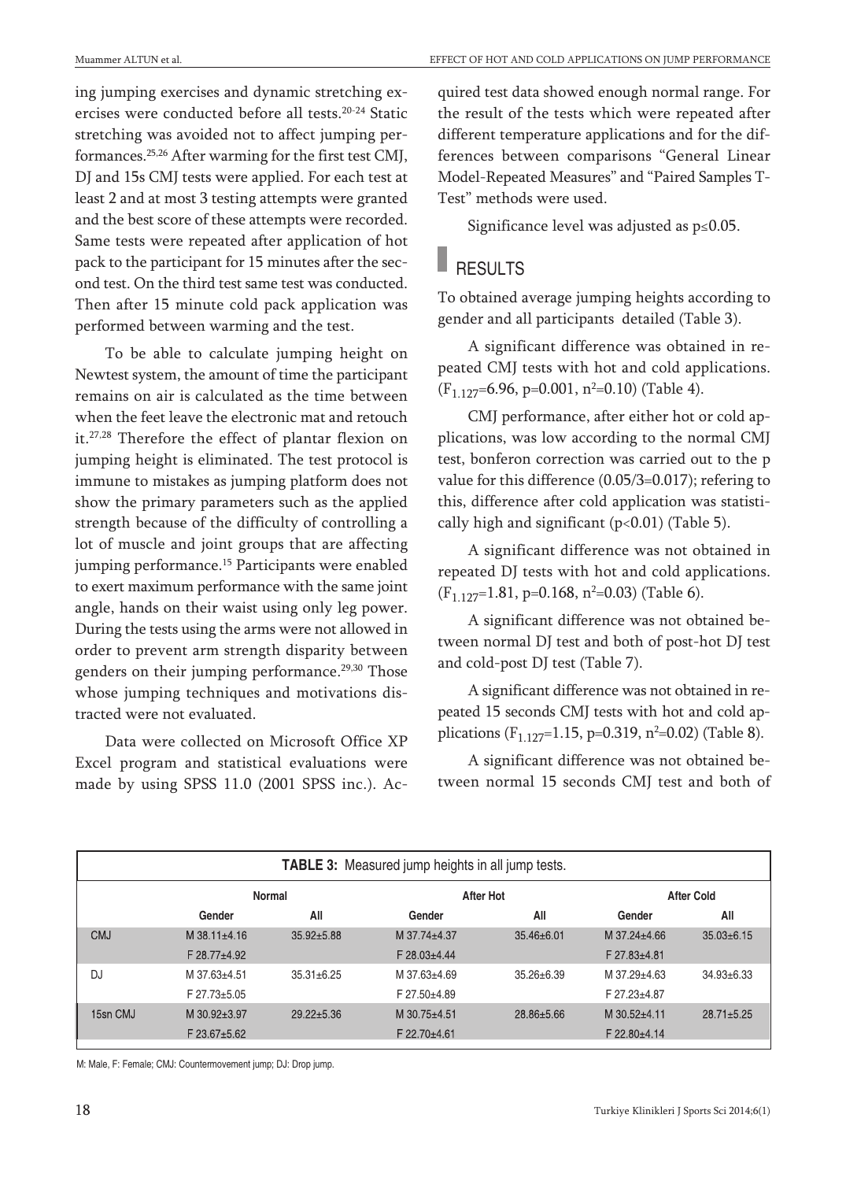ing jumping exercises and dynamic stretching exercises were conducted before all tests.[20-24] Static stretching was avoided not to affect jumping performances.[25,26] After warming for the first test CMJ, DJ and 15s CMJ tests were applied. For each test at least 2 and at most 3 testing attempts were granted and the best score of these attempts were recorded. Same tests were repeated after application of hot pack to the participant for 15 minutes after the second test. On the third test same test was conducted. Then after 15 minute cold pack application was performed between warming and the test.

To be able to calculate jumping height on Newtest system, the amount of time the participant remains on air is calculated as the time between when the feet leave the electronic mat and retouch it.[27,28] Therefore the effect of plantar flexion on jumping height is eliminated. The test protocol is immune to mistakes as jumping platform does not show the primary parameters such as the applied strength because of the difficulty of controlling a lot of muscle and joint groups that are affecting jumping performance.[15] Participants were enabled to exert maximum performance with the same joint angle, hands on their waist using only leg power. During the tests using the arms were not allowed in order to prevent arm strength disparity between genders on their jumping performance.[29,30] Those whose jumping techniques and motivations distracted were not evaluated.

Data were collected on Microsoft Office XP Excel program and statistical evaluations were made by using SPSS 11.0 (2001 SPSS inc.). Acquired test data showed enough normal range. For the result of the tests which were repeated after different temperature applications and for the differences between comparisons "General Linear Model-Repeated Measures" and "Paired Samples T-Test" methods were used.

Significance level was adjusted as $p \leq 0.05$.

## RESULTS

To obtained average jumping heights according to gender and all participants detailed (Table 3).

A significant difference was obtained in repeated CMJ tests with hot and cold applications. ($F_{1.127}=6.96$, $p=0.001$, $n^2=0.10$) (Table 4).

CMJ performance, after either hot or cold applications, was low according to the normal CMJ test, bonferon correction was carried out to the p value for this difference (0.05/3=0.017); refering to this, difference after cold application was statistically high and significant ($p<0.01$) (Table 5).

A significant difference was not obtained in repeated DJ tests with hot and cold applications. ($F_{1.127}=1.81$, $p=0.168$, $n^2=0.03$) (Table 6).

A significant difference was not obtained between normal DJ test and both of post-hot DJ test and cold-post DJ test (Table 7).

A significant difference was not obtained in repeated 15 seconds CMJ tests with hot and cold applications ($F_{1.127}=1.15$, $p=0.319$, $n^2=0.02$) (Table 8).

A significant difference was not obtained between normal 15 seconds CMJ test and both of

**TABLE 3:** Measured jump heights in all jump tests.

| | Normal | | After Hot | | After Cold | |
|---|---|---|---|---|---|---|
| | Gender | All | Gender | All | Gender | All |
| CMJ | M 38.11±4.16 | 35.92±5.88 | M 37.74±4.37 | 35.46±6.01 | M 37.24±4.66 | 35.03±6.15 |
| | F 28.77±4.92 | | F 28.03±4.44 | | F 27.83±4.81 | |
| DJ | M 37.63±4.51 | 35.31±6.25 | M 37.63±4.69 | 35.26±6.39 | M 37.29±4.63 | 34.93±6.33 |
| | F 27.73±5.05 | | F 27.50±4.89 | | F 27.23±4.87 | |
| 15sn CMJ | M 30.92±3.97 | 29.22±5.36 | M 30.75±4.51 | 28.86±5.66 | M 30.52±4.11 | 28.71±5.25 |
| | F 23.67±5.62 | | F 22.70±4.61 | | F 22.80±4.14 | |

M: Male, F: Female; CMJ: Countermovement jump; DJ: Drop jump.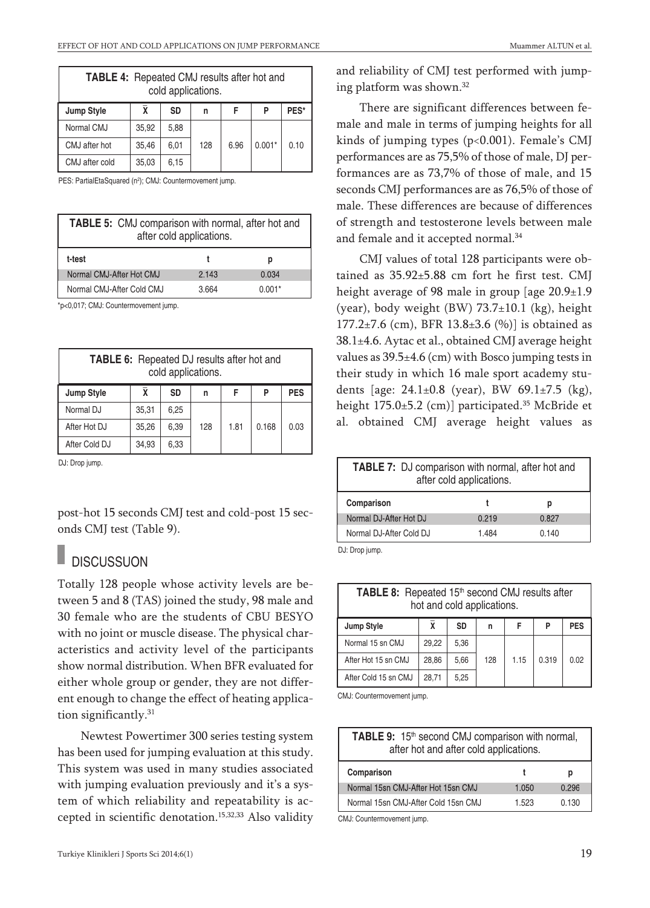**TABLE 4:** Repeated CMJ results after hot and cold applications.

| Jump Style | X̄ | SD | n | F | P | PES* |
|---|---|---|---|---|---|---|
| Normal CMJ | 35,92 | 5,88 | 128 | 6.96 | 0.001* | 0.10 |
| CMJ after hot | 35,46 | 6,01 | | | | |
| CMJ after cold | 35,03 | 6,15 | | | | |

PES: PartialEtaSquared ($\eta^2$); CMJ: Countermovement jump.

**TABLE 5:** CMJ comparison with normal, after hot and after cold applications.

| t-test | t | p |
|---|---|---|
| Normal CMJ-After Hot CMJ | 2.143 | 0.034 |
| Normal CMJ-After Cold CMJ | 3.664 | 0.001* |

*p<0,017; CMJ: Countermovement jump.

**TABLE 6:** Repeated DJ results after hot and cold applications.

| Jump Style | X̄ | SD | n | F | P | PES |
|---|---|---|---|---|---|---|
| Normal DJ | 35,31 | 6,25 | 128 | 1.81 | 0.168 | 0.03 |
| After Hot DJ | 35,26 | 6,39 | | | | |
| After Cold DJ | 34,93 | 6,33 | | | | |

DJ: Drop jump.

post-hot 15 seconds CMJ test and cold-post 15 seconds CMJ test (Table 9).

## DISCUSSUON

Totally 128 people whose activity levels are between 5 and 8 (TAS) joined the study, 98 male and 30 female who are the students of CBU BESYO with no joint or muscle disease. The physical characteristics and activity level of the participants show normal distribution. When BFR evaluated for either whole group or gender, they are not different enough to change the effect of heating application significantly.[31]

Newtest Powertimer 300 series testing system has been used for jumping evaluation at this study. This system was used in many studies associated with jumping evaluation previously and it's a system of which reliability and repeatability is accepted in scientific denotation.[15,32,33] Also validity and reliability of CMJ test performed with jumping platform was shown.[32]

There are significant differences between female and male in terms of jumping heights for all kinds of jumping types (p<0.001). Female's CMJ performances are as 75,5% of those of male, DJ performances are as 73,7% of those of male, and 15 seconds CMJ performances are as 76,5% of those of male. These differences are because of differences of strength and testosterone levels between male and female and it accepted normal.[34]

CMJ values of total 128 participants were obtained as 35.92±5.88 cm fort he first test. CMJ height average of 98 male in group [age 20.9±1.9 (year), body weight (BW) 73.7±10.1 (kg), height 177.2±7.6 (cm), BFR 13.8±3.6 (%)] is obtained as 38.1±4.6. Aytac et al., obtained CMJ average height values as 39.5±4.6 (cm) with Bosco jumping tests in their study in which 16 male sport academy students [age: 24.1±0.8 (year), BW 69.1±7.5 (kg), height 175.0±5.2 (cm)] participated.[35] McBride et al. obtained CMJ average height values as

**TABLE 7:** DJ comparison with normal, after hot and after cold applications.

| Comparison | t | p |
|---|---|---|
| Normal DJ-After Hot DJ | 0.219 | 0.827 |
| Normal DJ-After Cold DJ | 1.484 | 0.140 |

DJ: Drop jump.

**TABLE 8:** Repeated 15th second CMJ results after hot and cold applications.

| Jump Style | X̄ | SD | n | F | P | PES |
|---|---|---|---|---|---|---|
| Normal 15 sn CMJ | 29,22 | 5,36 | 128 | 1.15 | 0.319 | 0.02 |
| After Hot 15 sn CMJ | 28,86 | 5,66 | | | | |
| After Cold 15 sn CMJ | 28,71 | 5,25 | | | | |

CMJ: Countermovement jump.

**TABLE 9:** 15th second CMJ comparison with normal, after hot and after cold applications.

| Comparison | t | p |
|---|---|---|
| Normal 15sn CMJ-After Hot 15sn CMJ | 1.050 | 0.296 |
| Normal 15sn CMJ-After Cold 15sn CMJ | 1.523 | 0.130 |

CMJ: Countermovement jump.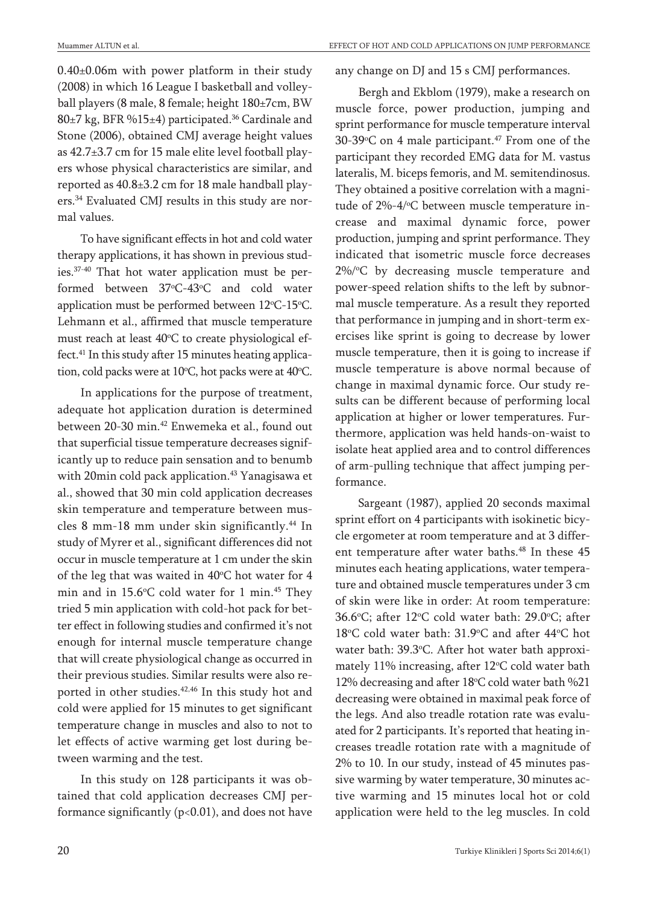0.40±0.06m with power platform in their study (2008) in which 16 League I basketball and volleyball players (8 male, 8 female; height 180±7cm, BW 80±7 kg, BFR %15±4) participated.[36] Cardinale and Stone (2006), obtained CMJ average height values as 42.7±3.7 cm for 15 male elite level football players whose physical characteristics are similar, and reported as 40.8±3.2 cm for 18 male handball players.[34] Evaluated CMJ results in this study are normal values.

To have significant effects in hot and cold water therapy applications, it has shown in previous studies.[37-40] That hot water application must be performed between 37°C-43°C and cold water application must be performed between 12°C-15°C. Lehmann et al., affirmed that muscle temperature must reach at least 40°C to create physiological effect.[41] In this study after 15 minutes heating application, cold packs were at 10°C, hot packs were at 40°C.

In applications for the purpose of treatment, adequate hot application duration is determined between 20-30 min.[42] Enwemeka et al., found out that superficial tissue temperature decreases significantly up to reduce pain sensation and to benumb with 20min cold pack application.[43] Yanagisawa et al., showed that 30 min cold application decreases skin temperature and temperature between muscles 8 mm-18 mm under skin significantly.[44] In study of Myrer et al., significant differences did not occur in muscle temperature at 1 cm under the skin of the leg that was waited in 40°C hot water for 4 min and in 15.6°C cold water for 1 min.[45] They tried 5 min application with cold-hot pack for better effect in following studies and confirmed it's not enough for internal muscle temperature change that will create physiological change as occurred in their previous studies. Similar results were also reported in other studies.[42,46] In this study hot and cold were applied for 15 minutes to get significant temperature change in muscles and also to not to let effects of active warming get lost during between warming and the test.

In this study on 128 participants it was obtained that cold application decreases CMJ performance significantly ($p<0.01$), and does not have any change on DJ and 15 s CMJ performances.

Bergh and Ekblom (1979), make a research on muscle force, power production, jumping and sprint performance for muscle temperature interval 30-39°C on 4 male participant.[47] From one of the participant they recorded EMG data for M. vastus lateralis, M. biceps femoris, and M. semitendinosus. They obtained a positive correlation with a magnitude of 2%-4/°C between muscle temperature increase and maximal dynamic force, power production, jumping and sprint performance. They indicated that isometric muscle force decreases 2%/°C by decreasing muscle temperature and power-speed relation shifts to the left by subnormal muscle temperature. As a result they reported that performance in jumping and in short-term exercises like sprint is going to decrease by lower muscle temperature, then it is going to increase if muscle temperature is above normal because of change in maximal dynamic force. Our study results can be different because of performing local application at higher or lower temperatures. Furthermore, application was held hands-on-waist to isolate heat applied area and to control differences of arm-pulling technique that affect jumping performance.

Sargeant (1987), applied 20 seconds maximal sprint effort on 4 participants with isokinetic bicycle ergometer at room temperature and at 3 different temperature after water baths.[48] In these 45 minutes each heating applications, water temperature and obtained muscle temperatures under 3 cm of skin were like in order: At room temperature: 36.6°C; after 12°C cold water bath: 29.0°C; after 18°C cold water bath: 31.9°C and after 44°C hot water bath: 39.3°C. After hot water bath approximately 11% increasing, after 12°C cold water bath 12% decreasing and after 18°C cold water bath %21 decreasing were obtained in maximal peak force of the legs. And also treadle rotation rate was evaluated for 2 participants. It's reported that heating increases treadle rotation rate with a magnitude of 2% to 10. In our study, instead of 45 minutes passive warming by water temperature, 30 minutes active warming and 15 minutes local hot or cold application were held to the leg muscles. In cold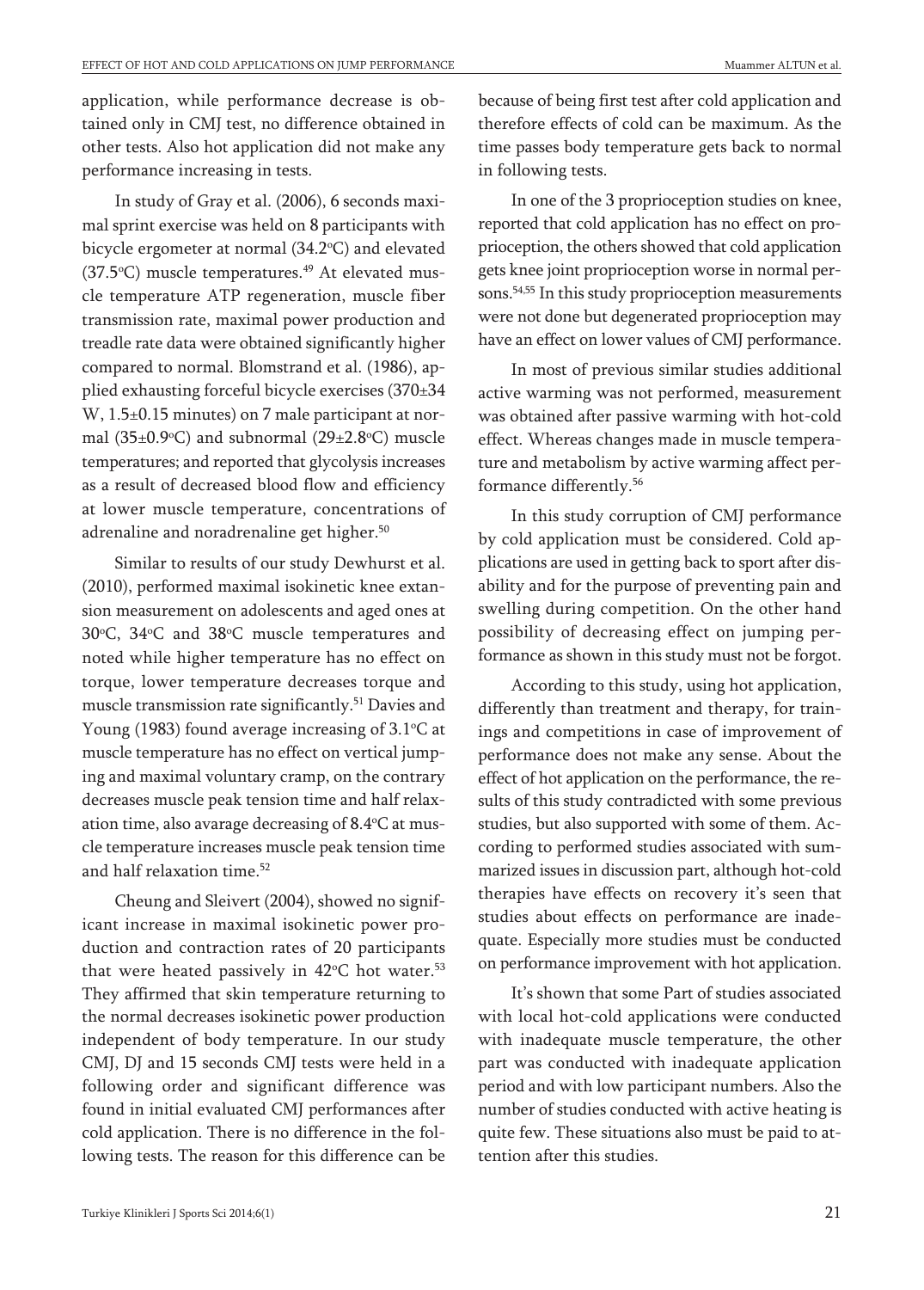application, while performance decrease is obtained only in CMJ test, no difference obtained in other tests. Also hot application did not make any performance increasing in tests.

In study of Gray et al. (2006), 6 seconds maximal sprint exercise was held on 8 participants with bicycle ergometer at normal (34.2°C) and elevated (37.5°C) muscle temperatures.[49] At elevated muscle temperature ATP regeneration, muscle fiber transmission rate, maximal power production and treadle rate data were obtained significantly higher compared to normal. Blomstrand et al. (1986), applied exhausting forceful bicycle exercises (370±34 W, 1.5±0.15 minutes) on 7 male participant at normal (35±0.9°C) and subnormal (29±2.8°C) muscle temperatures; and reported that glycolysis increases as a result of decreased blood flow and efficiency at lower muscle temperature, concentrations of adrenaline and noradrenaline get higher.[50]

Similar to results of our study Dewhurst et al. (2010), performed maximal isokinetic knee extansion measurement on adolescents and aged ones at 30°C, 34°C and 38°C muscle temperatures and noted while higher temperature has no effect on torque, lower temperature decreases torque and muscle transmission rate significantly.[51] Davies and Young (1983) found average increasing of 3.1°C at muscle temperature has no effect on vertical jumping and maximal voluntary cramp, on the contrary decreases muscle peak tension time and half relaxation time, also avarage decreasing of 8.4°C at muscle temperature increases muscle peak tension time and half relaxation time.[52]

Cheung and Sleivert (2004), showed no significant increase in maximal isokinetic power production and contraction rates of 20 participants that were heated passively in 42°C hot water.[53] They affirmed that skin temperature returning to the normal decreases isokinetic power production independent of body temperature. In our study CMJ, DJ and 15 seconds CMJ tests were held in a following order and significant difference was found in initial evaluated CMJ performances after cold application. There is no difference in the following tests. The reason for this difference can be because of being first test after cold application and therefore effects of cold can be maximum. As the time passes body temperature gets back to normal in following tests.

In one of the 3 proprioception studies on knee, reported that cold application has no effect on proprioception, the others showed that cold application gets knee joint proprioception worse in normal persons.[54,55] In this study proprioception measurements were not done but degenerated proprioception may have an effect on lower values of CMJ performance.

In most of previous similar studies additional active warming was not performed, measurement was obtained after passive warming with hot-cold effect. Whereas changes made in muscle temperature and metabolism by active warming affect performance differently.[56]

In this study corruption of CMJ performance by cold application must be considered. Cold applications are used in getting back to sport after disability and for the purpose of preventing pain and swelling during competition. On the other hand possibility of decreasing effect on jumping performance as shown in this study must not be forgot.

According to this study, using hot application, differently than treatment and therapy, for trainings and competitions in case of improvement of performance does not make any sense. About the effect of hot application on the performance, the results of this study contradicted with some previous studies, but also supported with some of them. According to performed studies associated with summarized issues in discussion part, although hot-cold therapies have effects on recovery it's seen that studies about effects on performance are inadequate. Especially more studies must be conducted on performance improvement with hot application.

It's shown that some Part of studies associated with local hot-cold applications were conducted with inadequate muscle temperature, the other part was conducted with inadequate application period and with low participant numbers. Also the number of studies conducted with active heating is quite few. These situations also must be paid to attention after this studies.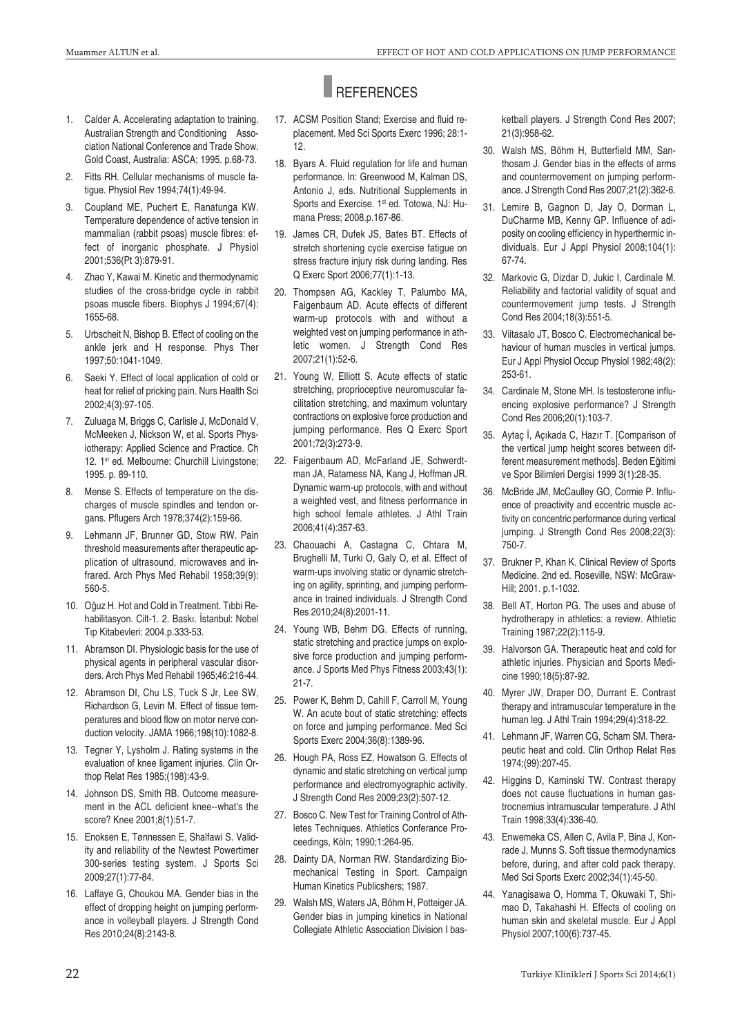## REFERENCES

1. Calder A. Accelerating adaptation to training. Australian Strength and Conditioning Association National Conference and Trade Show. Gold Coast, Australia: ASCA; 1995. p.68-73.
2. Fitts RH. Cellular mechanisms of muscle fatigue. Physiol Rev 1994;74(1):49-94.
3. Coupland ME, Puchert E, Ranatunga KW. Temperature dependence of active tension in mammalian (rabbit psoas) muscle fibres: effect of inorganic phosphate. J Physiol 2001;536(Pt 3):879-91.
4. Zhao Y, Kawai M. Kinetic and thermodynamic studies of the cross-bridge cycle in rabbit psoas muscle fibers. Biophys J 1994;67(4): 1655-68.
5. Urbscheit N, Bishop B. Effect of cooling on the ankle jerk and H response. Phys Ther 1997;50:1041-1049.
6. Saeki Y. Effect of local application of cold or heat for relief of pricking pain. Nurs Health Sci 2002;4(3):97-105.
7. Zuluaga M, Briggs C, Carlisle J, McDonald V, McMeeken J, Nickson W, et al. Sports Physiotherapy: Applied Science and Practice. Ch 12. 1st ed. Melbourne: Churchill Livingstone; 1995. p. 89-110.
8. Mense S. Effects of temperature on the discharges of muscle spindles and tendon organs. Pflugers Arch 1978;374(2):159-66.
9. Lehmann JF, Brunner GD, Stow RW. Pain threshold measurements after therapeutic application of ultrasound, microwaves and infrared. Arch Phys Med Rehabil 1958;39(9): 560-5.
10. Oğuz H. Hot and Cold in Treatment. Tıbbi Rehabilitasyon. Cilt-1. 2. Baskı. İstanbul: Nobel Tıp Kitabevleri: 2004.p.333-53.
11. Abramson DI. Physiologic basis for the use of physical agents in peripheral vascular disorders. Arch Phys Med Rehabil 1965;46:216-44.
12. Abramson DI, Chu LS, Tuck S Jr, Lee SW, Richardson G, Levin M. Effect of tissue temperatures and blood flow on motor nerve conduction velocity. JAMA 1966;198(10):1082-8.
13. Tegner Y, Lysholm J. Rating systems in the evaluation of knee ligament injuries. Clin Orthop Relat Res 1985;(198):43-9.
14. Johnson DS, Smith RB. Outcome measurement in the ACL deficient knee--what's the score? Knee 2001;8(1):51-7.
15. Enoksen E, Tønnessen E, Shalfawi S. Validity and reliability of the Newtest Powertimer 300-series testing system. J Sports Sci 2009;27(1):77-84.
16. Laffaye G, Choukou MA. Gender bias in the effect of dropping height on jumping performance in volleyball players. J Strength Cond Res 2010;24(8):2143-8.
17. ACSM Position Stand; Exercise and fluid replacement. Med Sci Sports Exerc 1996; 28:1-12.
18. Byars A. Fluid regulation for life and human performance. In: Greenwood M, Kalman DS, Antonio J, eds. Nutritional Supplements in Sports and Exercise. 1st ed. Totowa, NJ: Humana Press; 2008.p.167-86.
19. James CR, Dufek JS, Bates BT. Effects of stretch shortening cycle exercise fatigue on stress fracture injury risk during landing. Res Q Exerc Sport 2006;77(1):1-13.
20. Thompsen AG, Kackley T, Palumbo MA, Faigenbaum AD. Acute effects of different warm-up protocols with and without a weighted vest on jumping performance in athletic women. J Strength Cond Res 2007;21(1):52-6.
21. Young W, Elliott S. Acute effects of static stretching, proprioceptive neuromuscular facilitation stretching, and maximum voluntary contractions on explosive force production and jumping performance. Res Q Exerc Sport 2001;72(3):273-9.
22. Faigenbaum AD, McFarland JE, Schwerdtman JA, Ratamess NA, Kang J, Hoffman JR. Dynamic warm-up protocols, with and without a weighted vest, and fitness performance in high school female athletes. J Athl Train 2006;41(4):357-63.
23. Chaouachi A, Castagna C, Chtara M, Brughelli M, Turki O, Galy O, et al. Effect of warm-ups involving static or dynamic stretching on agility, sprinting, and jumping performance in trained individuals. J Strength Cond Res 2010;24(8):2001-11.
24. Young WB, Behm DG. Effects of running, static stretching and practice jumps on explosive force production and jumping performance. J Sports Med Phys Fitness 2003;43(1): 21-7.
25. Power K, Behm D, Cahill F, Carroll M, Young W. An acute bout of static stretching: effects on force and jumping performance. Med Sci Sports Exerc 2004;36(8):1389-96.
26. Hough PA, Ross EZ, Howatson G. Effects of dynamic and static stretching on vertical jump performance and electromyographic activity. J Strength Cond Res 2009;23(2):507-12.
27. Bosco C. New Test for Training Control of Athletes Techniques. Athletics Conferance Proceedings, Köln; 1990;1:264-95.
28. Dainty DA, Norman RW. Standardizing Biomechanical Testing in Sport. Campaign Human Kinetics Publicshers; 1987.
29. Walsh MS, Waters JA, Böhm H, Potteiger JA. Gender bias in jumping kinetics in National Collegiate Athletic Association Division I basketball players. J Strength Cond Res 2007; 21(3):958-62.
30. Walsh MS, Böhm H, Butterfield MM, Santhosam J. Gender bias in the effects of arms and countermovement on jumping performance. J Strength Cond Res 2007;21(2):362-6.
31. Lemire B, Gagnon D, Jay O, Dorman L, DuCharme MB, Kenny GP. Influence of adiposity on cooling efficiency in hyperthermic individuals. Eur J Appl Physiol 2008;104(1): 67-74.
32. Markovic G, Dizdar D, Jukic I, Cardinale M. Reliability and factorial validity of squat and countermovement jump tests. J Strength Cond Res 2004;18(3):551-5.
33. Viitasalo JT, Bosco C. Electromechanical behaviour of human muscles in vertical jumps. Eur J Appl Physiol Occup Physiol 1982;48(2): 253-61.
34. Cardinale M, Stone MH. Is testosterone influencing explosive performance? J Strength Cond Res 2006;20(1):103-7.
35. Aytaç İ, Açıkada C, Hazır T. [Comparison of the vertical jump height scores between different measurement methods]. Beden Eğitimi ve Spor Bilimleri Dergisi 1999 3(1):28-35.
36. McBride JM, McCaulley GO, Cormie P. Influence of preactivity and eccentric muscle activity on concentric performance during vertical jumping. J Strength Cond Res 2008;22(3): 750-7.
37. Brukner P, Khan K. Clinical Review of Sports Medicine. 2nd ed. Roseville, NSW: McGraw-Hill; 2001. p.1-1032.
38. Bell AT, Horton PG. The uses and abuse of hydrotherapy in athletics: a review. Athletic Training 1987;22(2):115-9.
39. Halvorson GA. Therapeutic heat and cold for athletic injuries. Physician and Sports Medicine 1990;18(5):87-92.
40. Myrer JW, Draper DO, Durrant E. Contrast therapy and intramuscular temperature in the human leg. J Athl Train 1994;29(4):318-22.
41. Lehmann JF, Warren CG, Scham SM. Therapeutic heat and cold. Clin Orthop Relat Res 1974;(99):207-45.
42. Higgins D, Kaminski TW. Contrast therapy does not cause fluctuations in human gastrocnemius intramuscular temperature. J Athl Train 1998;33(4):336-40.
43. Enwemeka CS, Allen C, Avila P, Bina J, Konrade J, Munns S. Soft tissue thermodynamics before, during, and after cold pack therapy. Med Sci Sports Exerc 2002;34(1):45-50.
44. Yanagisawa O, Homma T, Okuwaki T, Shimao D, Takahashi H. Effects of cooling on human skin and skeletal muscle. Eur J Appl Physiol 2007;100(6):737-45.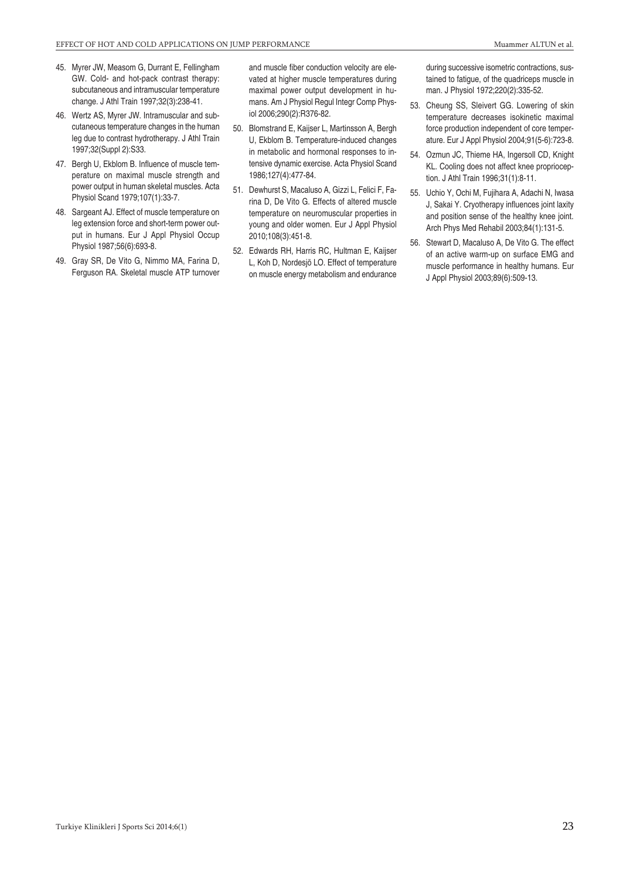45. Myrer JW, Measom G, Durrant E, Fellingham GW. Cold- and hot-pack contrast therapy: subcutaneous and intramuscular temperature change. J Athl Train 1997;32(3):238-41.
46. Wertz AS, Myrer JW. Intramuscular and subcutaneous temperature changes in the human leg due to contrast hydrotherapy. J Athl Train 1997;32(Suppl 2):S33.
47. Bergh U, Ekblom B. Influence of muscle temperature on maximal muscle strength and power output in human skeletal muscles. Acta Physiol Scand 1979;107(1):33-7.
48. Sargeant AJ. Effect of muscle temperature on leg extension force and short-term power output in humans. Eur J Appl Physiol Occup Physiol 1987;56(6):693-8.
49. Gray SR, De Vito G, Nimmo MA, Farina D, Ferguson RA. Skeletal muscle ATP turnover and muscle fiber conduction velocity are elevated at higher muscle temperatures during maximal power output development in humans. Am J Physiol Regul Integr Comp Physiol 2006;290(2):R376-82.
50. Blomstrand E, Kaijser L, Martinsson A, Bergh U, Ekblom B. Temperature-induced changes in metabolic and hormonal responses to intensive dynamic exercise. Acta Physiol Scand 1986;127(4):477-84.
51. Dewhurst S, Macaluso A, Gizzi L, Felici F, Farina D, De Vito G. Effects of altered muscle temperature on neuromuscular properties in young and older women. Eur J Appl Physiol 2010;108(3):451-8.
52. Edwards RH, Harris RC, Hultman E, Kaijser L, Koh D, Nordesjö LO. Effect of temperature on muscle energy metabolism and endurance during successive isometric contractions, sustained to fatigue, of the quadriceps muscle in man. J Physiol 1972;220(2):335-52.
53. Cheung SS, Sleivert GG. Lowering of skin temperature decreases isokinetic maximal force production independent of core temperature. Eur J Appl Physiol 2004;91(5-6):723-8.
54. Ozmun JC, Thieme HA, Ingersoll CD, Knight KL. Cooling does not affect knee proprioception. J Athl Train 1996;31(1):8-11.
55. Uchio Y, Ochi M, Fujihara A, Adachi N, Iwasa J, Sakai Y. Cryotherapy influences joint laxity and position sense of the healthy knee joint. Arch Phys Med Rehabil 2003;84(1):131-5.
56. Stewart D, Macaluso A, De Vito G. The effect of an active warm-up on surface EMG and muscle performance in healthy humans. Eur J Appl Physiol 2003;89(6):509-13.